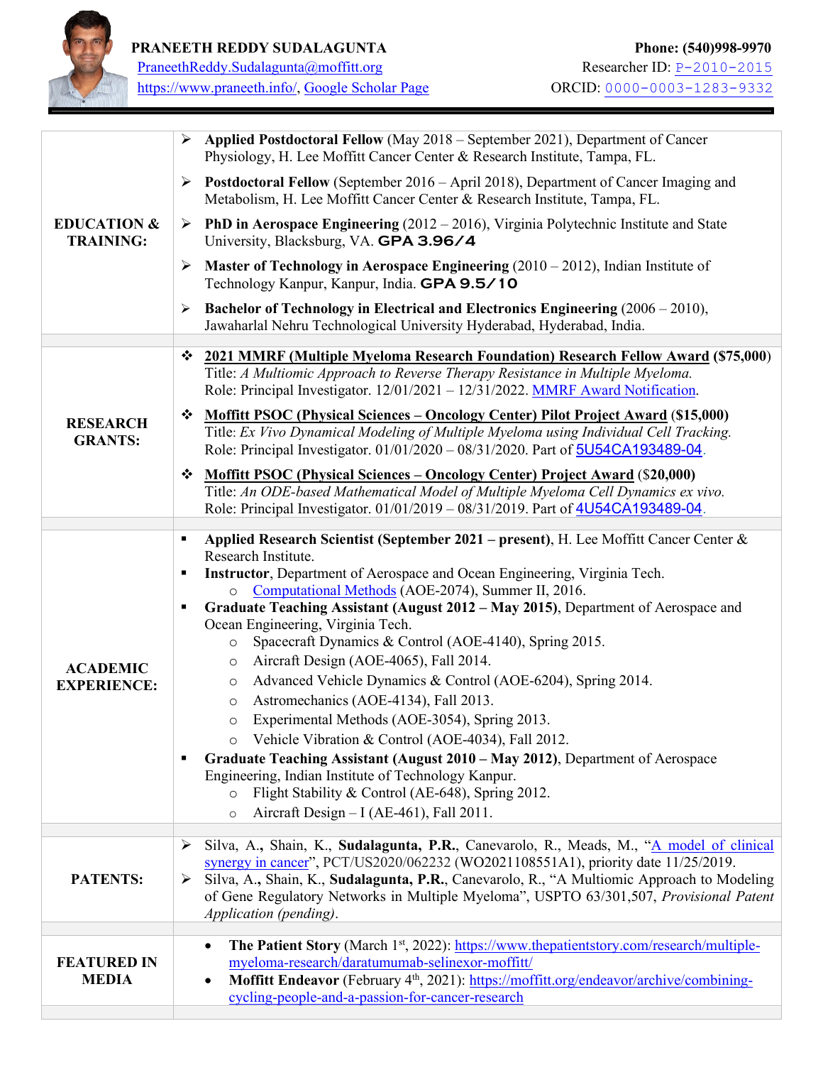**PRANEETH REDDY SUDALAGUNTA**
PraneethReddy.Sudalagunta@moffitt.org
https://www.praneeth.info/, Google Scholar Page

**Phone: (540)998-9970**
Researcher ID: P-2010-2015
ORCID: 0000-0003-1283-9332

## EDUCATION & TRAINING:

- **Applied Postdoctoral Fellow** (May 2018 – September 2021), Department of Cancer Physiology, H. Lee Moffitt Cancer Center & Research Institute, Tampa, FL.
- **Postdoctoral Fellow** (September 2016 – April 2018), Department of Cancer Imaging and Metabolism, H. Lee Moffitt Cancer Center & Research Institute, Tampa, FL.
- **PhD in Aerospace Engineering** (2012 – 2016), Virginia Polytechnic Institute and State University, Blacksburg, VA. **GPA 3.96/4**
- **Master of Technology in Aerospace Engineering** (2010 – 2012), Indian Institute of Technology Kanpur, Kanpur, India. **GPA 9.5/10**
- **Bachelor of Technology in Electrical and Electronics Engineering** (2006 – 2010), Jawaharlal Nehru Technological University Hyderabad, Hyderabad, India.

## RESEARCH GRANTS:

- **2021 MMRF (Multiple Myeloma Research Foundation) Research Fellow Award ($75,000)**
  Title: *A Multiomic Approach to Reverse Therapy Resistance in Multiple Myeloma.*
  Role: Principal Investigator. 12/01/2021 – 12/31/2022. MMRF Award Notification.
- **Moffitt PSOC (Physical Sciences – Oncology Center) Pilot Project Award ($15,000)**
  Title: *Ex Vivo Dynamical Modeling of Multiple Myeloma using Individual Cell Tracking.*
  Role: Principal Investigator. 01/01/2020 – 08/31/2020. Part of 5U54CA193489-04.
- **Moffitt PSOC (Physical Sciences – Oncology Center) Project Award** (**$20,000**)
  Title: *An ODE-based Mathematical Model of Multiple Myeloma Cell Dynamics ex vivo.*
  Role: Principal Investigator. 01/01/2019 – 08/31/2019. Part of 4U54CA193489-04.

## ACADEMIC EXPERIENCE:

- **Applied Research Scientist (September 2021 – present)**, H. Lee Moffitt Cancer Center & Research Institute.
- **Instructor**, Department of Aerospace and Ocean Engineering, Virginia Tech.
  - Computational Methods (AOE-2074), Summer II, 2016.
- **Graduate Teaching Assistant (August 2012 – May 2015)**, Department of Aerospace and Ocean Engineering, Virginia Tech.
  - Spacecraft Dynamics & Control (AOE-4140), Spring 2015.
  - Aircraft Design (AOE-4065), Fall 2014.
  - Advanced Vehicle Dynamics & Control (AOE-6204), Spring 2014.
  - Astromechanics (AOE-4134), Fall 2013.
  - Experimental Methods (AOE-3054), Spring 2013.
  - Vehicle Vibration & Control (AOE-4034), Fall 2012.
- **Graduate Teaching Assistant (August 2010 – May 2012)**, Department of Aerospace Engineering, Indian Institute of Technology Kanpur.
  - Flight Stability & Control (AE-648), Spring 2012.
  - Aircraft Design – I (AE-461), Fall 2011.

## PATENTS:

- Silva, A., Shain, K., **Sudalagunta, P.R.**, Canevarolo, R., Meads, M., "A model of clinical synergy in cancer", PCT/US2020/062232 (WO2021108551A1), priority date 11/25/2019.
- Silva, A., Shain, K., **Sudalagunta, P.R.**, Canevarolo, R., "A Multiomic Approach to Modeling of Gene Regulatory Networks in Multiple Myeloma", USPTO 63/301,507, *Provisional Patent Application (pending)*.

## FEATURED IN MEDIA

- **The Patient Story** (March 1st, 2022): https://www.thepatientstory.com/research/multiple-myeloma-research/daratumumab-selinexor-moffitt/
- **Moffitt Endeavor** (February 4th, 2021): https://moffitt.org/endeavor/archive/combining-cycling-people-and-a-passion-for-cancer-research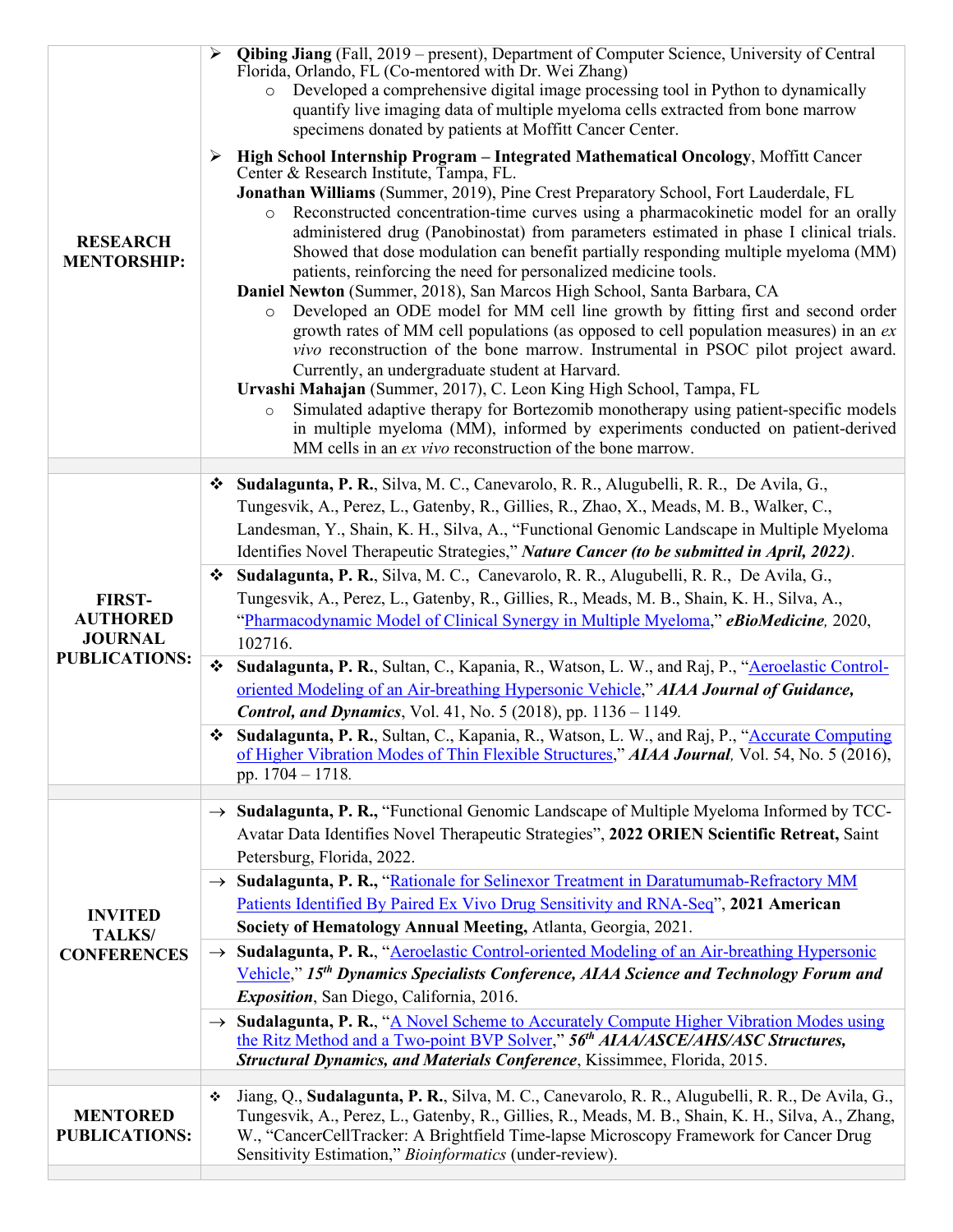## RESEARCH MENTORSHIP:

- **Qibing Jiang** (Fall, 2019 – present), Department of Computer Science, University of Central Florida, Orlando, FL (Co-mentored with Dr. Wei Zhang)
  - Developed a comprehensive digital image processing tool in Python to dynamically quantify live imaging data of multiple myeloma cells extracted from bone marrow specimens donated by patients at Moffitt Cancer Center.
- **High School Internship Program – Integrated Mathematical Oncology**, Moffitt Cancer Center & Research Institute, Tampa, FL.

  **Jonathan Williams** (Summer, 2019), Pine Crest Preparatory School, Fort Lauderdale, FL
  - Reconstructed concentration-time curves using a pharmacokinetic model for an orally administered drug (Panobinostat) from parameters estimated in phase I clinical trials. Showed that dose modulation can benefit partially responding multiple myeloma (MM) patients, reinforcing the need for personalized medicine tools.

  **Daniel Newton** (Summer, 2018), San Marcos High School, Santa Barbara, CA
  - Developed an ODE model for MM cell line growth by fitting first and second order growth rates of MM cell populations (as opposed to cell population measures) in an *ex vivo* reconstruction of the bone marrow. Instrumental in PSOC pilot project award. Currently, an undergraduate student at Harvard.

  **Urvashi Mahajan** (Summer, 2017), C. Leon King High School, Tampa, FL
  - Simulated adaptive therapy for Bortezomib monotherapy using patient-specific models in multiple myeloma (MM), informed by experiments conducted on patient-derived MM cells in an *ex vivo* reconstruction of the bone marrow.

## FIRST-AUTHORED JOURNAL PUBLICATIONS:

- **Sudalagunta, P. R.**, Silva, M. C., Canevarolo, R. R., Alugubelli, R. R., De Avila, G., Tungesvik, A., Perez, L., Gatenby, R., Gillies, R., Zhao, X., Meads, M. B., Walker, C., Landesman, Y., Shain, K. H., Silva, A., "Functional Genomic Landscape in Multiple Myeloma Identifies Novel Therapeutic Strategies," ***Nature Cancer (to be submitted in April, 2022)***.
- **Sudalagunta, P. R.**, Silva, M. C., Canevarolo, R. R., Alugubelli, R. R., De Avila, G., Tungesvik, A., Perez, L., Gatenby, R., Gillies, R., Meads, M. B., Shain, K. H., Silva, A., "Pharmacodynamic Model of Clinical Synergy in Multiple Myeloma," ***eBioMedicine***, 2020, 102716.
- **Sudalagunta, P. R.**, Sultan, C., Kapania, R., Watson, L. W., and Raj, P., "Aeroelastic Control-oriented Modeling of an Air-breathing Hypersonic Vehicle," ***AIAA Journal of Guidance, Control, and Dynamics***, Vol. 41, No. 5 (2018), pp. 1136 – 1149.
- **Sudalagunta, P. R.**, Sultan, C., Kapania, R., Watson, L. W., and Raj, P., "Accurate Computing of Higher Vibration Modes of Thin Flexible Structures," ***AIAA Journal***, Vol. 54, No. 5 (2016), pp. 1704 – 1718.

## INVITED TALKS/ CONFERENCES

- → **Sudalagunta, P. R.,** "Functional Genomic Landscape of Multiple Myeloma Informed by TCC-Avatar Data Identifies Novel Therapeutic Strategies", **2022 ORIEN Scientific Retreat,** Saint Petersburg, Florida, 2022.
- → **Sudalagunta, P. R.,** "Rationale for Selinexor Treatment in Daratumumab-Refractory MM Patients Identified By Paired Ex Vivo Drug Sensitivity and RNA-Seq", **2021 American Society of Hematology Annual Meeting,** Atlanta, Georgia, 2021.
- → **Sudalagunta, P. R.**, "Aeroelastic Control-oriented Modeling of an Air-breathing Hypersonic Vehicle," ***15th Dynamics Specialists Conference, AIAA Science and Technology Forum and Exposition***, San Diego, California, 2016.
- → **Sudalagunta, P. R.**, "A Novel Scheme to Accurately Compute Higher Vibration Modes using the Ritz Method and a Two-point BVP Solver," ***56th AIAA/ASCE/AHS/ASC Structures, Structural Dynamics, and Materials Conference***, Kissimmee, Florida, 2015.

## MENTORED PUBLICATIONS:

- Jiang, Q., **Sudalagunta, P. R.**, Silva, M. C., Canevarolo, R. R., Alugubelli, R. R., De Avila, G., Tungesvik, A., Perez, L., Gatenby, R., Gillies, R., Meads, M. B., Shain, K. H., Silva, A., Zhang, W., "CancerCellTracker: A Brightfield Time-lapse Microscopy Framework for Cancer Drug Sensitivity Estimation," *Bioinformatics* (under-review).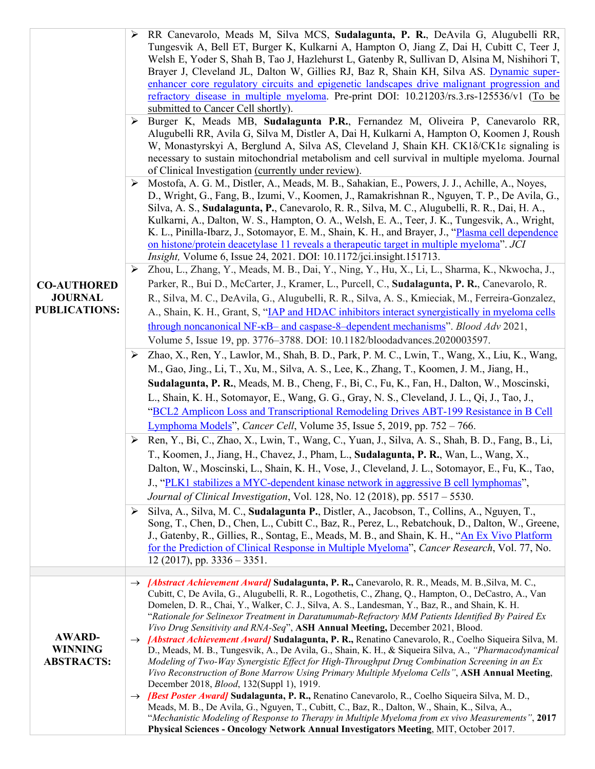## CO-AUTHORED JOURNAL PUBLICATIONS:

- RR Canevarolo, Meads M, Silva MCS, **Sudalagunta, P. R.**, DeAvila G, Alugubelli RR, Tungesvik A, Bell ET, Burger K, Kulkarni A, Hampton O, Jiang Z, Dai H, Cubitt C, Teer J, Welsh E, Yoder S, Shah B, Tao J, Hazlehurst L, Gatenby R, Sullivan D, Alsina M, Nishihori T, Brayer J, Cleveland JL, Dalton W, Gillies RJ, Baz R, Shain KH, Silva AS. Dynamic super-enhancer core regulatory circuits and epigenetic landscapes drive malignant progression and refractory disease in multiple myeloma. Pre-print DOI: 10.21203/rs.3.rs-125536/v1 (To be submitted to Cancer Cell shortly).
- Burger K, Meads MB, **Sudalagunta P.R.**, Fernandez M, Oliveira P, Canevarolo RR, Alugubelli RR, Avila G, Silva M, Distler A, Dai H, Kulkarni A, Hampton O, Koomen J, Roush W, Monastyrskyi A, Berglund A, Silva AS, Cleveland J, Shain KH. CK1δ/CK1ε signaling is necessary to sustain mitochondrial metabolism and cell survival in multiple myeloma. Journal of Clinical Investigation (currently under review).
- Mostofa, A. G. M., Distler, A., Meads, M. B., Sahakian, E., Powers, J. J., Achille, A., Noyes, D., Wright, G., Fang, B., Izumi, V., Koomen, J., Ramakrishnan R., Nguyen, T. P., De Avila, G., Silva, A. S., **Sudalagunta, P.**, Canevarolo, R. R., Silva, M. C., Alugubelli, R. R., Dai, H. A., Kulkarni, A., Dalton, W. S., Hampton, O. A., Welsh, E. A., Teer, J. K., Tungesvik, A., Wright, K. L., Pinilla-Ibarz, J., Sotomayor, E. M., Shain, K. H., and Brayer, J., "Plasma cell dependence on histone/protein deacetylase 11 reveals a therapeutic target in multiple myeloma". *JCI Insight,* Volume 6, Issue 24, 2021. DOI: 10.1172/jci.insight.151713.
- Zhou, L., Zhang, Y., Meads, M. B., Dai, Y., Ning, Y., Hu, X., Li, L., Sharma, K., Nkwocha, J., Parker, R., Bui D., McCarter, J., Kramer, L., Purcell, C., **Sudalagunta, P. R.**, Canevarolo, R. R., Silva, M. C., DeAvila, G., Alugubelli, R. R., Silva, A. S., Kmieciak, M., Ferreira-Gonzalez, A., Shain, K. H., Grant, S, "IAP and HDAC inhibitors interact synergistically in myeloma cells through noncanonical NF-κB– and caspase-8–dependent mechanisms". *Blood Adv* 2021, Volume 5, Issue 19, pp. 3776–3788. DOI: 10.1182/bloodadvances.2020003597.
- Zhao, X., Ren, Y., Lawlor, M., Shah, B. D., Park, P. M. C., Lwin, T., Wang, X., Liu, K., Wang, M., Gao, Jing., Li, T., Xu, M., Silva, A. S., Lee, K., Zhang, T., Koomen, J. M., Jiang, H., **Sudalagunta, P. R.**, Meads, M. B., Cheng, F., Bi, C., Fu, K., Fan, H., Dalton, W., Moscinski, L., Shain, K. H., Sotomayor, E., Wang, G. G., Gray, N. S., Cleveland, J. L., Qi, J., Tao, J., "BCL2 Amplicon Loss and Transcriptional Remodeling Drives ABT-199 Resistance in B Cell Lymphoma Models", *Cancer Cell*, Volume 35, Issue 5, 2019, pp. 752 – 766.
- Ren, Y., Bi, C., Zhao, X., Lwin, T., Wang, C., Yuan, J., Silva, A. S., Shah, B. D., Fang, B., Li, T., Koomen, J., Jiang, H., Chavez, J., Pham, L., **Sudalagunta, P. R.**, Wan, L., Wang, X., Dalton, W., Moscinski, L., Shain, K. H., Vose, J., Cleveland, J. L., Sotomayor, E., Fu, K., Tao, J., "PLK1 stabilizes a MYC-dependent kinase network in aggressive B cell lymphomas", *Journal of Clinical Investigation*, Vol. 128, No. 12 (2018), pp. 5517 – 5530.
- Silva, A., Silva, M. C., **Sudalagunta P.**, Distler, A., Jacobson, T., Collins, A., Nguyen, T., Song, T., Chen, D., Chen, L., Cubitt C., Baz, R., Perez, L., Rebatchouk, D., Dalton, W., Greene, J., Gatenby, R., Gillies, R., Sontag, E., Meads, M. B., and Shain, K. H., "An Ex Vivo Platform for the Prediction of Clinical Response in Multiple Myeloma", *Cancer Research*, Vol. 77, No. 12 (2017), pp. 3336 – 3351.

## AWARD-WINNING ABSTRACTS:

- *[Abstract Achievement Award]* **Sudalagunta, P. R.,** Canevarolo, R. R., Meads, M. B.,Silva, M. C., Cubitt, C, De Avila, G., Alugubelli, R. R., Logothetis, C., Zhang, Q., Hampton, O., DeCastro, A., Van Domelen, D. R., Chai, Y., Walker, C. J., Silva, A. S., Landesman, Y., Baz, R., and Shain, K. H. "*Rationale for Selinexor Treatment in Daratumumab-Refractory MM Patients Identified By Paired Ex Vivo Drug Sensitivity and RNA-Seq*", **ASH Annual Meeting,** December 2021, Blood.
- *[Abstract Achievement Award]* **Sudalagunta, P. R.,** Renatino Canevarolo, R., Coelho Siqueira Silva, M. D., Meads, M. B., Tungesvik, A., De Avila, G., Shain, K. H., & Siqueira Silva, A., *"Pharmacodynamical Modeling of Two-Way Synergistic Effect for High-Throughput Drug Combination Screening in an Ex Vivo Reconstruction of Bone Marrow Using Primary Multiple Myeloma Cells"*, **ASH Annual Meeting**, December 2018, *Blood*, 132(Suppl 1), 1919.
- *[Best Poster Award]* **Sudalagunta, P. R.,** Renatino Canevarolo, R., Coelho Siqueira Silva, M. D., Meads, M. B., De Avila, G., Nguyen, T., Cubitt, C., Baz, R., Dalton, W., Shain, K., Silva, A., "*Mechanistic Modeling of Response to Therapy in Multiple Myeloma from ex vivo Measurements"*, **2017 Physical Sciences - Oncology Network Annual Investigators Meeting**, MIT, October 2017.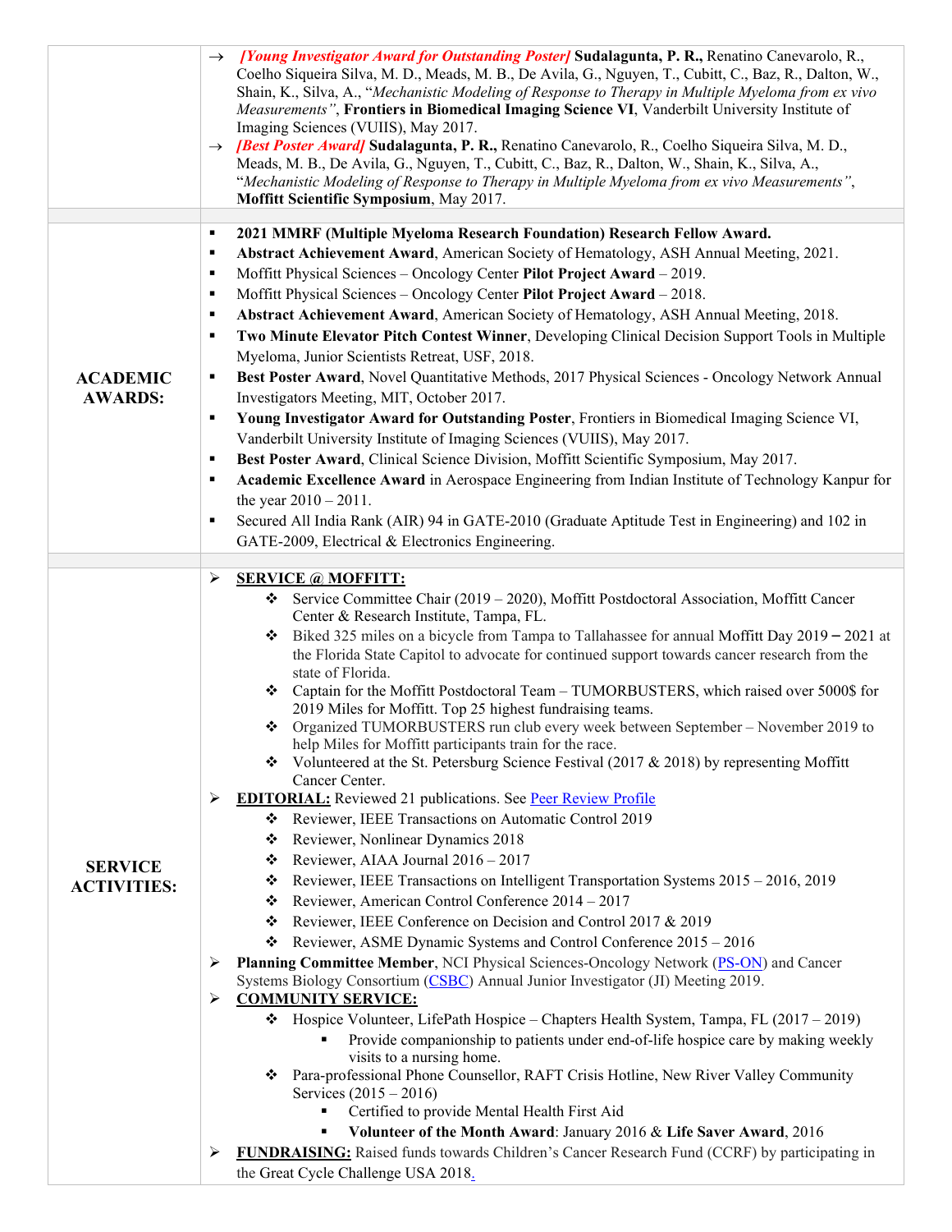→ *[Young Investigator Award for Outstanding Poster]* **Sudalagunta, P. R.,** Renatino Canevarolo, R., Coelho Siqueira Silva, M. D., Meads, M. B., De Avila, G., Nguyen, T., Cubitt, C., Baz, R., Dalton, W., Shain, K., Silva, A., "*Mechanistic Modeling of Response to Therapy in Multiple Myeloma from ex vivo Measurements"*, **Frontiers in Biomedical Imaging Science VI**, Vanderbilt University Institute of Imaging Sciences (VUIIS), May 2017.

→ *[Best Poster Award]* **Sudalagunta, P. R.,** Renatino Canevarolo, R., Coelho Siqueira Silva, M. D., Meads, M. B., De Avila, G., Nguyen, T., Cubitt, C., Baz, R., Dalton, W., Shain, K., Silva, A., "*Mechanistic Modeling of Response to Therapy in Multiple Myeloma from ex vivo Measurements"*, **Moffitt Scientific Symposium**, May 2017.

## ACADEMIC AWARDS:

- **2021 MMRF (Multiple Myeloma Research Foundation) Research Fellow Award.**
- **Abstract Achievement Award**, American Society of Hematology, ASH Annual Meeting, 2021.
- Moffitt Physical Sciences – Oncology Center **Pilot Project Award** – 2019.
- Moffitt Physical Sciences – Oncology Center **Pilot Project Award** – 2018.
- **Abstract Achievement Award**, American Society of Hematology, ASH Annual Meeting, 2018.
- **Two Minute Elevator Pitch Contest Winner**, Developing Clinical Decision Support Tools in Multiple Myeloma, Junior Scientists Retreat, USF, 2018.
- **Best Poster Award**, Novel Quantitative Methods, 2017 Physical Sciences - Oncology Network Annual Investigators Meeting, MIT, October 2017.
- **Young Investigator Award for Outstanding Poster**, Frontiers in Biomedical Imaging Science VI, Vanderbilt University Institute of Imaging Sciences (VUIIS), May 2017.
- **Best Poster Award**, Clinical Science Division, Moffitt Scientific Symposium, May 2017.
- **Academic Excellence Award** in Aerospace Engineering from Indian Institute of Technology Kanpur for the year 2010 – 2011.
- Secured All India Rank (AIR) 94 in GATE-2010 (Graduate Aptitude Test in Engineering) and 102 in GATE-2009, Electrical & Electronics Engineering.

## SERVICE ACTIVITIES:

- **SERVICE @ MOFFITT:**
  - Service Committee Chair (2019 – 2020), Moffitt Postdoctoral Association, Moffitt Cancer Center & Research Institute, Tampa, FL.
  - Biked 325 miles on a bicycle from Tampa to Tallahassee for annual Moffitt Day 2019 – 2021 at the Florida State Capitol to advocate for continued support towards cancer research from the state of Florida.
  - Captain for the Moffitt Postdoctoral Team – TUMORBUSTERS, which raised over 5000$ for 2019 Miles for Moffitt. Top 25 highest fundraising teams.
  - Organized TUMORBUSTERS run club every week between September – November 2019 to help Miles for Moffitt participants train for the race.
  - Volunteered at the St. Petersburg Science Festival (2017 & 2018) by representing Moffitt Cancer Center.
- **EDITORIAL:** Reviewed 21 publications. See Peer Review Profile
  - Reviewer, IEEE Transactions on Automatic Control 2019
  - Reviewer, Nonlinear Dynamics 2018
  - Reviewer, AIAA Journal 2016 – 2017
  - Reviewer, IEEE Transactions on Intelligent Transportation Systems 2015 – 2016, 2019
  - Reviewer, American Control Conference 2014 – 2017
  - Reviewer, IEEE Conference on Decision and Control 2017 & 2019
  - Reviewer, ASME Dynamic Systems and Control Conference 2015 – 2016
- **Planning Committee Member**, NCI Physical Sciences-Oncology Network (PS-ON) and Cancer Systems Biology Consortium (CSBC) Annual Junior Investigator (JI) Meeting 2019.
- **COMMUNITY SERVICE:**
  - Hospice Volunteer, LifePath Hospice – Chapters Health System, Tampa, FL (2017 – 2019)
    - Provide companionship to patients under end-of-life hospice care by making weekly visits to a nursing home.
  - Para-professional Phone Counsellor, RAFT Crisis Hotline, New River Valley Community Services (2015 – 2016)
    - Certified to provide Mental Health First Aid
    - **Volunteer of the Month Award**: January 2016 & **Life Saver Award**, 2016
- **FUNDRAISING:** Raised funds towards Children's Cancer Research Fund (CCRF) by participating in the Great Cycle Challenge USA 2018.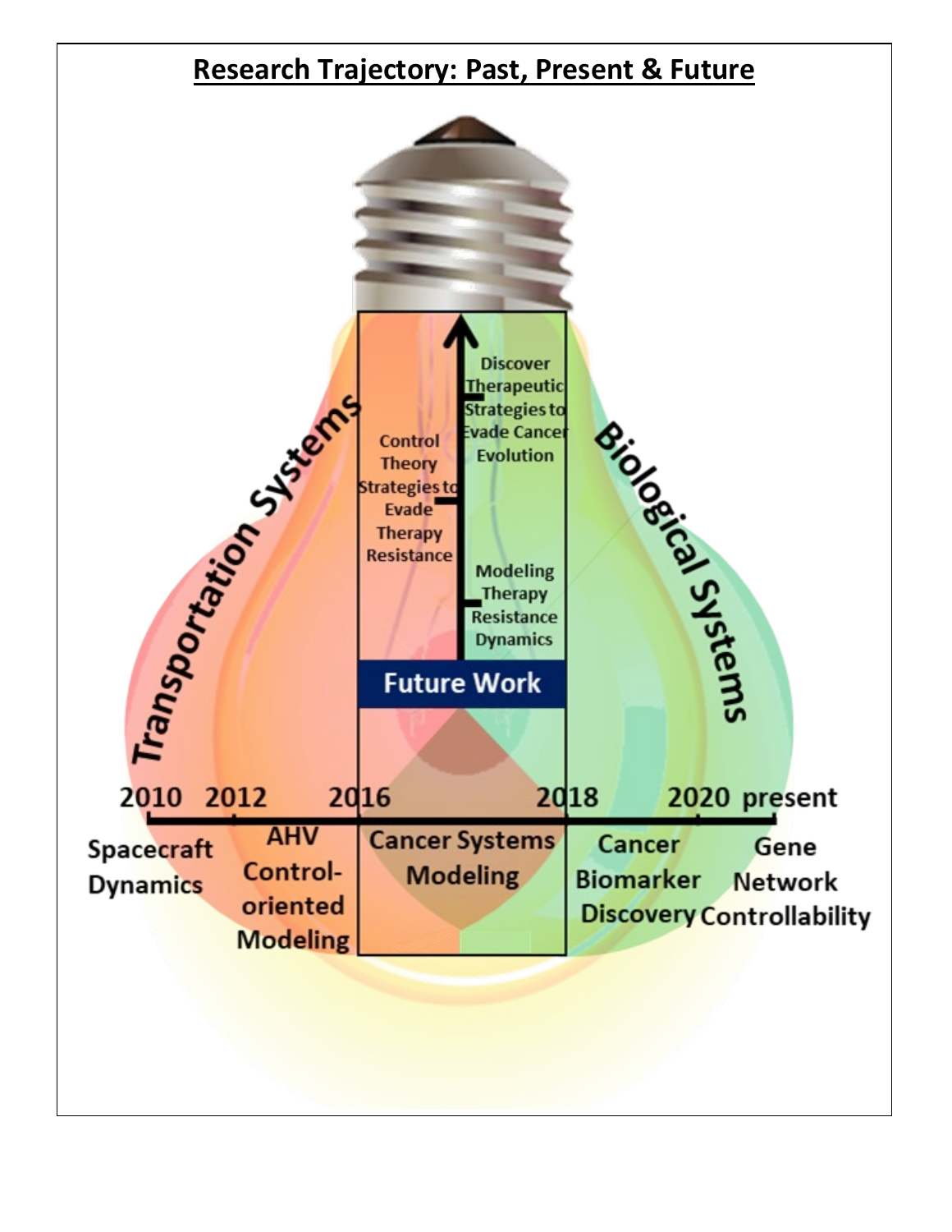## Research Trajectory: Past, Present & Future

Transportation Systems

Biological Systems

Discover Therapeutic Strategies to Evade Cancer Evolution

Control Theory Strategies to Evade Therapy Resistance

Modeling Therapy Resistance Dynamics

Future Work

2010 2012 2016 2018 2020 present

Spacecraft Dynamics

AHV Control-oriented Modeling

Cancer Systems Modeling

Cancer Biomarker Discovery

Gene Network Controllability